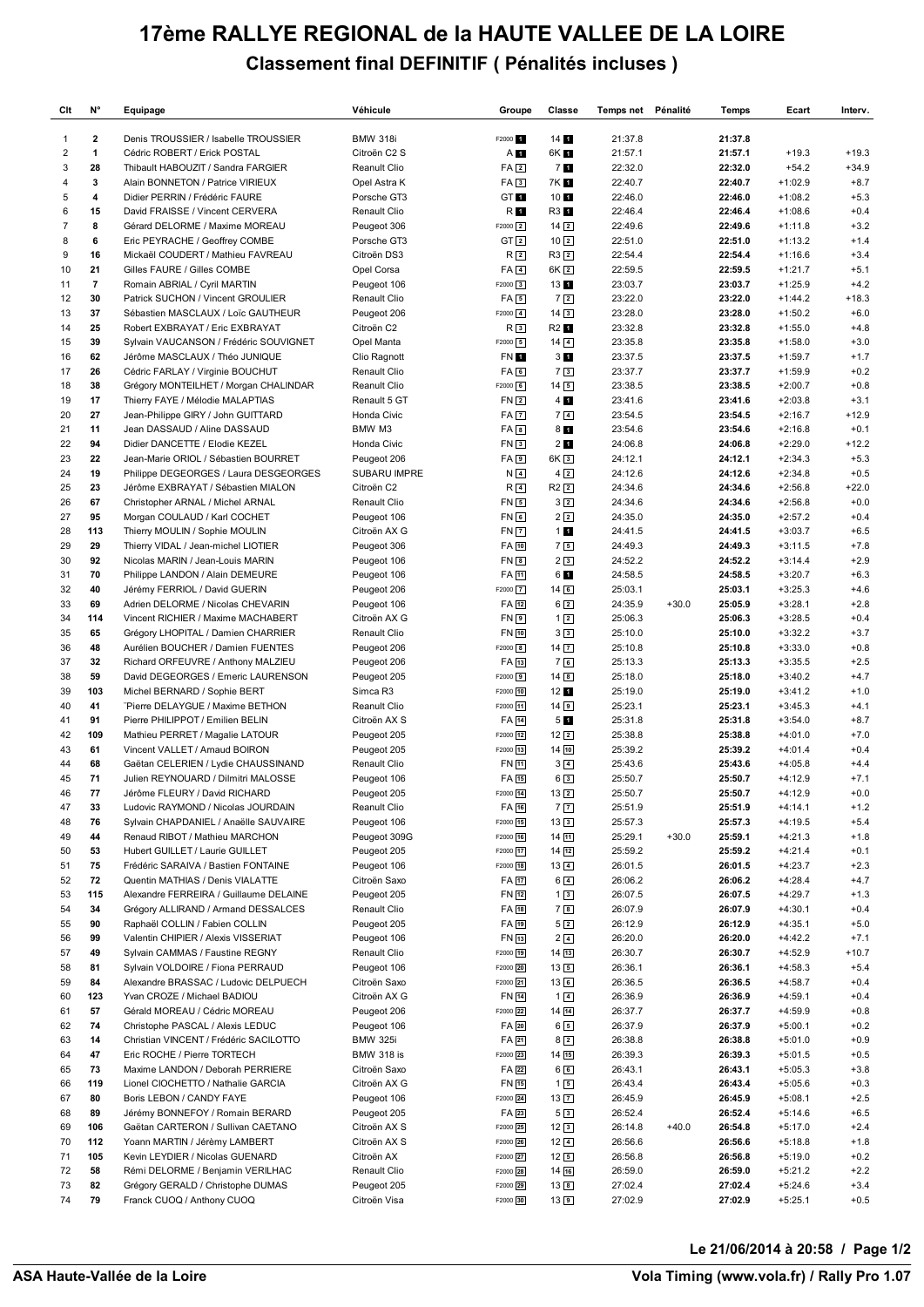# 17ème RALLYE REGIONAL de la HAUTE VALLEE DE LA LOIRE

## Classement final DEFINITIF ( Pénalités incluses )

| Clt | N° | Equipage | Véhicule | Groupe | Classe | Temps net | Pénalité | Temps | Ecart | Interv. |
|---|---|---|---|---|---|---|---|---|---|---|
| 1 | 2 | Denis TROUSSIER / Isabelle TROUSSIER | BMW 318i | F2000 1 | 14 1 | 21:37.8 | | **21:37.8** | | |
| 2 | 1 | Cédric ROBERT / Erick POSTAL | Citroën C2 S | A 1 | 6K 1 | 21:57.1 | | **21:57.1** | +19.3 | +19.3 |
| 3 | 28 | Thibault HABOUZIT / Sandra FARGIER | Reanult Clio | FA 2 | 7 1 | 22:32.0 | | **22:32.0** | +54.2 | +34.9 |
| 4 | 3 | Alain BONNETON / Patrice VIRIEUX | Opel Astra K | FA 3 | 7K 1 | 22:40.7 | | **22:40.7** | +1:02.9 | +8.7 |
| 5 | 4 | Didier PERRIN / Frédéric FAURE | Porsche GT3 | GT 1 | 10 1 | 22:46.0 | | **22:46.0** | +1:08.2 | +5.3 |
| 6 | 15 | David FRAISSE / Vincent CERVERA | Renault Clio | R 1 | R3 1 | 22:46.4 | | **22:46.4** | +1:08.6 | +0.4 |
| 7 | 8 | Gérard DELORME / Maxime MOREAU | Peugeot 306 | F2000 2 | 14 2 | 22:49.6 | | **22:49.6** | +1:11.8 | +3.2 |
| 8 | 6 | Eric PEYRACHE / Geoffrey COMBE | Porsche GT3 | GT 2 | 10 2 | 22:51.0 | | **22:51.0** | +1:13.2 | +1.4 |
| 9 | 16 | Mickaël COUDERT / Mathieu FAVREAU | Citroën DS3 | R 2 | R3 2 | 22:54.4 | | **22:54.4** | +1:16.6 | +3.4 |
| 10 | 21 | Gilles FAURE / Gilles COMBE | Opel Corsa | FA 4 | 6K 2 | 22:59.5 | | **22:59.5** | +1:21.7 | +5.1 |
| 11 | 7 | Romain ABRIAL / Cyril MARTIN | Peugeot 106 | F2000 3 | 13 1 | 23:03.7 | | **23:03.7** | +1:25.9 | +4.2 |
| 12 | 30 | Patrick SUCHON / Vincent GROULIER | Renault Clio | FA 5 | 7 2 | 23:22.0 | | **23:22.0** | +1:44.2 | +18.3 |
| 13 | 37 | Sébastien MASCLAUX / Loïc GAUTHEUR | Peugeot 206 | F2000 4 | 14 3 | 23:28.0 | | **23:28.0** | +1:50.2 | +6.0 |
| 14 | 25 | Robert EXBRAYAT / Eric EXBRAYAT | Citroën C2 | R 3 | R2 1 | 23:32.8 | | **23:32.8** | +1:55.0 | +4.8 |
| 15 | 39 | Sylvain VAUCANSON / Frédéric SOUVIGNET | Opel Manta | F2000 5 | 14 4 | 23:35.8 | | **23:35.8** | +1:58.0 | +3.0 |
| 16 | 62 | Jérôme MASCLAUX / Théo JUNIQUE | Clio Ragnott | FN 1 | 3 1 | 23:37.5 | | **23:37.5** | +1:59.7 | +1.7 |
| 17 | 26 | Cédric FARLAY / Virginie BOUCHUT | Renault Clio | FA 6 | 7 3 | 23:37.7 | | **23:37.7** | +1:59.9 | +0.2 |
| 18 | 38 | Grégory MONTEILHET / Morgan CHALINDAR | Reanult Clio | F2000 6 | 14 5 | 23:38.5 | | **23:38.5** | +2:00.7 | +0.8 |
| 19 | 17 | Thierry FAYE / Mélodie MALAPTIAS | Renault 5 GT | FN 2 | 4 1 | 23:41.6 | | **23:41.6** | +2:03.8 | +3.1 |
| 20 | 27 | Jean-Philippe GIRY / John GUITTARD | Honda Civic | FA 7 | 7 4 | 23:54.5 | | **23:54.5** | +2:16.7 | +12.9 |
| 21 | 11 | Jean DASSAUD / Aline DASSAUD | BMW M3 | FA 8 | 8 1 | 23:54.6 | | **23:54.6** | +2:16.8 | +0.1 |
| 22 | 94 | Didier DANCETTE / Elodie KEZEL | Honda Civic | FN 3 | 2 1 | 24:06.8 | | **24:06.8** | +2:29.0 | +12.2 |
| 23 | 22 | Jean-Marie ORIOL / Sébastien BOURRET | Peugeot 206 | FA 9 | 6K 3 | 24:12.1 | | **24:12.1** | +2:34.3 | +5.3 |
| 24 | 19 | Philippe DEGEORGES / Laura DESGEORGES | SUBARU IMPRE | N 4 | 4 2 | 24:12.6 | | **24:12.6** | +2:34.8 | +0.5 |
| 25 | 23 | Jérôme EXBRAYAT / Sébastien MIALON | Citroën C2 | R 4 | R2 2 | 24:34.6 | | **24:34.6** | +2:56.8 | +22.0 |
| 26 | 67 | Christopher ARNAL / Michel ARNAL | Renault Clio | FN 5 | 3 2 | 24:34.6 | | **24:34.6** | +2:56.8 | +0.0 |
| 27 | 95 | Morgan COULAUD / Karl COCHET | Peugeot 106 | FN 6 | 2 2 | 24:35.0 | | **24:35.0** | +2:57.2 | +0.4 |
| 28 | 113 | Thierry MOULIN / Sophie MOULIN | Citroën AX G | FN 7 | 1 1 | 24:41.5 | | **24:41.5** | +3:03.7 | +6.5 |
| 29 | 29 | Thierry VIDAL / Jean-michel LIOTIER | Peugeot 306 | FA 10 | 7 5 | 24:49.3 | | **24:49.3** | +3:11.5 | +7.8 |
| 30 | 92 | Nicolas MARIN / Jean-Louis MARIN | Peugeot 106 | FN 8 | 2 3 | 24:52.2 | | **24:52.2** | +3:14.4 | +2.9 |
| 31 | 70 | Philippe LANDON / Alain DEMEURE | Peugeot 106 | FA 11 | 6 1 | 24:58.5 | | **24:58.5** | +3:20.7 | +6.3 |
| 32 | 40 | Jérémy FERRIOL / David GUERIN | Peugeot 206 | F2000 7 | 14 6 | 25:03.1 | | **25:03.1** | +3:25.3 | +4.6 |
| 33 | 69 | Adrien DELORME / Nicolas CHEVARIN | Peugeot 106 | FA 12 | 6 2 | 24:35.9 | +30.0 | **25:05.9** | +3:28.1 | +2.8 |
| 34 | 114 | Vincent RICHIER / Maxime MACHABERT | Citroën AX G | FN 9 | 1 2 | 25:06.3 | | **25:06.3** | +3:28.5 | +0.4 |
| 35 | 65 | Grégory LHOPITAL / Damien CHARRIER | Renault Clio | FN 10 | 3 3 | 25:10.0 | | **25:10.0** | +3:32.2 | +3.7 |
| 36 | 48 | Aurélien BOUCHER / Damien FUENTES | Peugeot 206 | F2000 8 | 14 7 | 25:10.8 | | **25:10.8** | +3:33.0 | +0.8 |
| 37 | 32 | Richard ORFEUVRE / Anthony MALZIEU | Peugeot 206 | FA 13 | 7 6 | 25:13.3 | | **25:13.3** | +3:35.5 | +2.5 |
| 38 | 59 | David DEGEORGES / Emeric LAURENSON | Peugeot 205 | F2000 9 | 14 8 | 25:18.0 | | **25:18.0** | +3:40.2 | +4.7 |
| 39 | 103 | Michel BERNARD / Sophie BERT | Simca R3 | F2000 10 | 12 1 | 25:19.0 | | **25:19.0** | +3:41.2 | +1.0 |
| 40 | 41 | "Pierre DELAYGUE / Maxime BETHON | Reanult Clio | F2000 11 | 14 9 | 25:23.1 | | **25:23.1** | +3:45.3 | +4.1 |
| 41 | 91 | Pierre PHILIPPOT / Emilien BELIN | Citroën AX S | FA 14 | 5 1 | 25:31.8 | | **25:31.8** | +3:54.0 | +8.7 |
| 42 | 109 | Mathieu PERRET / Magalie LATOUR | Peugeot 205 | F2000 12 | 12 2 | 25:38.8 | | **25:38.8** | +4:01.0 | +7.0 |
| 43 | 61 | Vincent VALLET / Arnaud BOIRON | Peugeot 205 | F2000 13 | 14 10 | 25:39.2 | | **25:39.2** | +4:01.4 | +0.4 |
| 44 | 68 | Gaëtan CELERIEN / Lydie CHAUSSINAND | Renault Clio | FN 11 | 3 4 | 25:43.6 | | **25:43.6** | +4:05.8 | +4.4 |
| 45 | 71 | Julien REYNOUARD / Dilmitri MALOSSE | Peugeot 106 | FA 15 | 6 3 | 25:50.7 | | **25:50.7** | +4:12.9 | +7.1 |
| 46 | 77 | Jérôme FLEURY / David RICHARD | Peugeot 205 | F2000 14 | 13 2 | 25:50.7 | | **25:50.7** | +4:12.9 | +0.0 |
| 47 | 33 | Ludovic RAYMOND / Nicolas JOURDAIN | Reanult Clio | FA 16 | 7 7 | 25:51.9 | | **25:51.9** | +4:14.1 | +1.2 |
| 48 | 76 | Sylvain CHAPDANIEL / Anaëlle SAUVAIRE | Peugeot 106 | F2000 15 | 13 3 | 25:57.3 | | **25:57.3** | +4:19.5 | +5.4 |
| 49 | 44 | Renaud RIBOT / Mathieu MARCHON | Peugeot 309G | F2000 16 | 14 11 | 25:29.1 | +30.0 | **25:59.1** | +4:21.3 | +1.8 |
| 50 | 53 | Hubert GUILLET / Laurie GUILLET | Peugeot 205 | F2000 17 | 14 12 | 25:59.2 | | **25:59.2** | +4:21.4 | +0.1 |
| 51 | 75 | Frédéric SARAIVA / Bastien FONTAINE | Peugeot 106 | F2000 18 | 13 4 | 26:01.5 | | **26:01.5** | +4:23.7 | +2.3 |
| 52 | 72 | Quentin MATHIAS / Denis VIALATTE | Citroën Saxo | FA 17 | 6 4 | 26:06.2 | | **26:06.2** | +4:28.4 | +4.7 |
| 53 | 115 | Alexandre FERREIRA / Guillaume DELAINE | Peugeot 205 | FN 12 | 1 3 | 26:07.5 | | **26:07.5** | +4:29.7 | +1.3 |
| 54 | 34 | Grégory ALLIRAND / Armand DESSALCES | Renault Clio | FA 18 | 7 8 | 26:07.9 | | **26:07.9** | +4:30.1 | +0.4 |
| 55 | 90 | Raphaël COLLIN / Fabien COLLIN | Peugeot 205 | FA 19 | 5 2 | 26:12.9 | | **26:12.9** | +4:35.1 | +5.0 |
| 56 | 99 | Valentin CHIPIER / Alexis VISSERIAT | Peugeot 106 | FN 13 | 2 4 | 26:20.0 | | **26:20.0** | +4:42.2 | +7.1 |
| 57 | 49 | Sylvain CAMMAS / Faustine REGNY | Renault Clio | F2000 19 | 14 13 | 26:30.7 | | **26:30.7** | +4:52.9 | +10.7 |
| 58 | 81 | Sylvain VOLDOIRE / Fiona PERRAUD | Peugeot 106 | F2000 20 | 13 5 | 26:36.1 | | **26:36.1** | +4:58.3 | +5.4 |
| 59 | 84 | Alexandre BRASSAC / Ludovic DELPUECH | Citroën Saxo | F2000 21 | 13 6 | 26:36.5 | | **26:36.5** | +4:58.7 | +0.4 |
| 60 | 123 | Yvan CROZE / Michael BADIOU | Citroën AX G | FN 14 | 1 4 | 26:36.9 | | **26:36.9** | +4:59.1 | +0.4 |
| 61 | 57 | Gérald MOREAU / Cédric MOREAU | Peugeot 206 | F2000 22 | 14 14 | 26:37.7 | | **26:37.7** | +4:59.9 | +0.8 |
| 62 | 74 | Christophe PASCAL / Alexis LEDUC | Peugeot 106 | FA 20 | 6 5 | 26:37.9 | | **26:37.9** | +5:00.1 | +0.2 |
| 63 | 14 | Christian VINCENT / Frédéric SACILOTTO | BMW 325i | FA 21 | 8 2 | 26:38.8 | | **26:38.8** | +5:01.0 | +0.9 |
| 64 | 47 | Eric ROCHE / Pierre TORTECH | BMW 318 is | F2000 23 | 14 15 | 26:39.3 | | **26:39.3** | +5:01.5 | +0.5 |
| 65 | 73 | Maxime LANDON / Deborah PERRIERE | Citroën Saxo | FA 22 | 6 6 | 26:43.1 | | **26:43.1** | +5:05.3 | +3.8 |
| 66 | 119 | Lionel CIOCHETTO / Nathalie GARCIA | Citroën AX G | FN 15 | 1 5 | 26:43.4 | | **26:43.4** | +5:05.6 | +0.3 |
| 67 | 80 | Boris LEBON / CANDY FAYE | Peugeot 106 | F2000 24 | 13 7 | 26:45.9 | | **26:45.9** | +5:08.1 | +2.5 |
| 68 | 89 | Jérémy BONNEFOY / Romain BERARD | Peugeot 205 | FA 23 | 5 3 | 26:52.4 | | **26:52.4** | +5:14.6 | +6.5 |
| 69 | 106 | Gaëtan CARTERON / Sullivan CAETANO | Citroën AX S | F2000 25 | 12 3 | 26:14.8 | +40.0 | **26:54.8** | +5:17.0 | +2.4 |
| 70 | 112 | Yoann MARTIN / Jérèmy LAMBERT | Citroën AX S | F2000 26 | 12 4 | 26:56.6 | | **26:56.6** | +5:18.8 | +1.8 |
| 71 | 105 | Kevin LEYDIER / Nicolas GUENARD | Citroën AX | F2000 27 | 12 5 | 26:56.8 | | **26:56.8** | +5:19.0 | +0.2 |
| 72 | 58 | Rémi DELORME / Benjamin VERILHAC | Renault Clio | F2000 28 | 14 16 | 26:59.0 | | **26:59.0** | +5:21.2 | +2.2 |
| 73 | 82 | Grégory GERALD / Christophe DUMAS | Peugeot 205 | F2000 29 | 13 8 | 27:02.4 | | **27:02.4** | +5:24.6 | +3.4 |
| 74 | 79 | Franck CUOQ / Anthony CUOQ | Citroën Visa | F2000 30 | 13 9 | 27:02.9 | | **27:02.9** | +5:25.1 | +0.5 |

**Le 21/06/2014 à 20:58**

**ASA Haute-Vallée de la Loire** — **Vola Timing (www.vola.fr) / Rally Pro 1.07**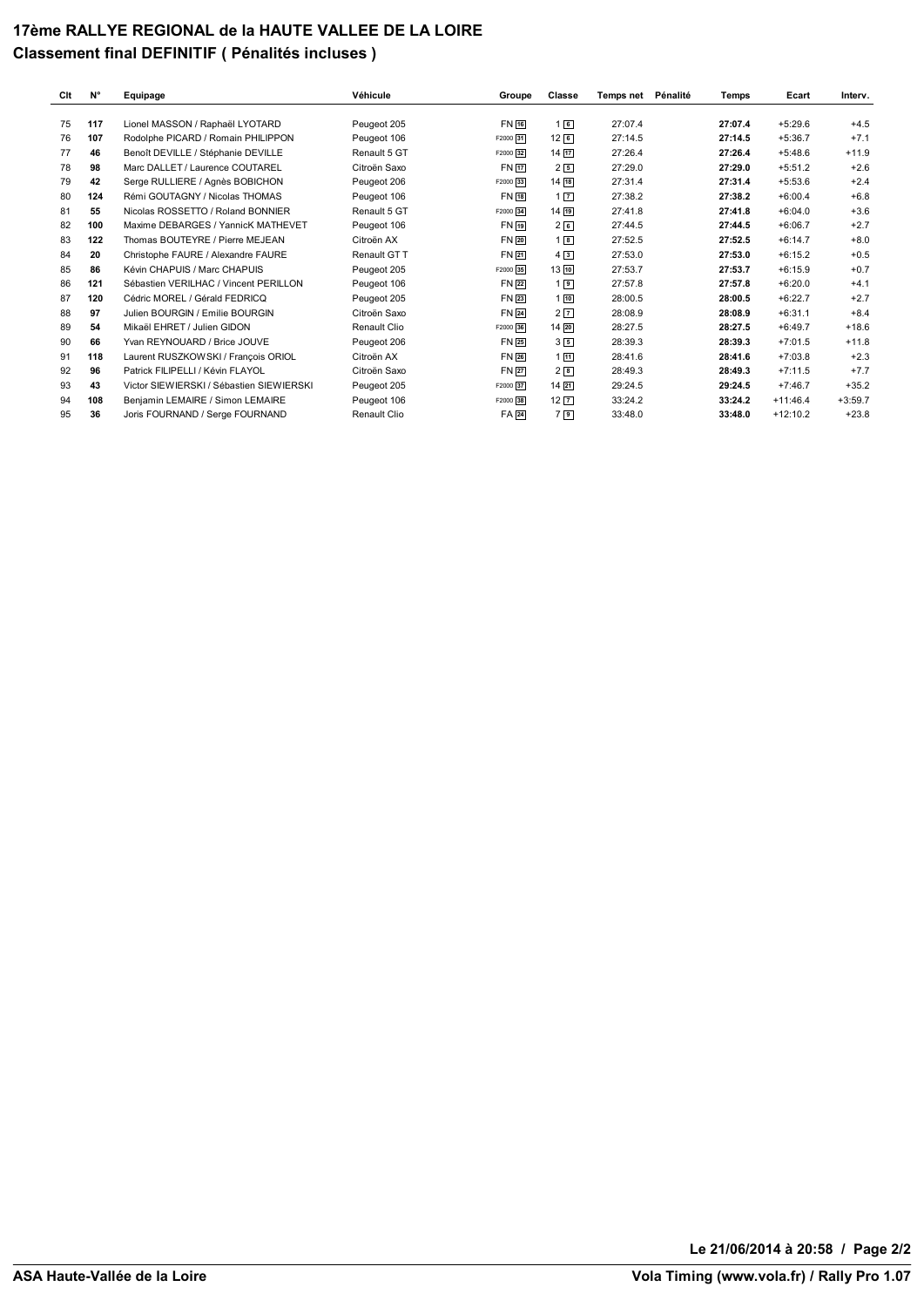# 17ème RALLYE REGIONAL de la HAUTE VALLEE DE LA LOIRE

## Classement final DEFINITIF ( Pénalités incluses )

| Clt | N° | Equipage | Véhicule | Groupe | Classe | Temps net | Pénalité | Temps | Ecart | Interv. |
|---|---|---|---|---|---|---|---|---|---|---|
| 75 | **117** | Lionel MASSON / Raphaël LYOTARD | Peugeot 205 | FN 16 | 1 6 | 27:07.4 | | **27:07.4** | +5:29.6 | +4.5 |
| 76 | **107** | Rodolphe PICARD / Romain PHILIPPON | Peugeot 106 | F2000 31 | 12 6 | 27:14.5 | | **27:14.5** | +5:36.7 | +7.1 |
| 77 | **46** | Benoît DEVILLE / Stéphanie DEVILLE | Renault 5 GT | F2000 32 | 14 17 | 27:26.4 | | **27:26.4** | +5:48.6 | +11.9 |
| 78 | **98** | Marc DALLET / Laurence COUTAREL | Citroën Saxo | FN 17 | 2 5 | 27:29.0 | | **27:29.0** | +5:51.2 | +2.6 |
| 79 | **42** | Serge RULLIERE / Agnès BOBICHON | Peugeot 206 | F2000 33 | 14 18 | 27:31.4 | | **27:31.4** | +5:53.6 | +2.4 |
| 80 | **124** | Rémi GOUTAGNY / Nicolas THOMAS | Peugeot 106 | FN 18 | 1 7 | 27:38.2 | | **27:38.2** | +6:00.4 | +6.8 |
| 81 | **55** | Nicolas ROSSETTO / Roland BONNIER | Renault 5 GT | F2000 34 | 14 19 | 27:41.8 | | **27:41.8** | +6:04.0 | +3.6 |
| 82 | **100** | Maxime DEBARGES / YannicK MATHEVET | Peugeot 106 | FN 19 | 2 6 | 27:44.5 | | **27:44.5** | +6:06.7 | +2.7 |
| 83 | **122** | Thomas BOUTEYRE / Pierre MEJEAN | Citroën AX | FN 20 | 1 8 | 27:52.5 | | **27:52.5** | +6:14.7 | +8.0 |
| 84 | **20** | Christophe FAURE / Alexandre FAURE | Renault GT T | FN 21 | 4 3 | 27:53.0 | | **27:53.0** | +6:15.2 | +0.5 |
| 85 | **86** | Kévin CHAPUIS / Marc CHAPUIS | Peugeot 205 | F2000 35 | 13 10 | 27:53.7 | | **27:53.7** | +6:15.9 | +0.7 |
| 86 | **121** | Sébastien VERILHAC / Vincent PERILLON | Peugeot 106 | FN 22 | 1 9 | 27:57.8 | | **27:57.8** | +6:20.0 | +4.1 |
| 87 | **120** | Cédric MOREL / Gérald FEDRICQ | Peugeot 205 | FN 23 | 1 10 | 28:00.5 | | **28:00.5** | +6:22.7 | +2.7 |
| 88 | **97** | Julien BOURGIN / Emilie BOURGIN | Citroën Saxo | FN 24 | 2 7 | 28:08.9 | | **28:08.9** | +6:31.1 | +8.4 |
| 89 | **54** | Mikaël EHRET / Julien GIDON | Renault Clio | F2000 36 | 14 20 | 28:27.5 | | **28:27.5** | +6:49.7 | +18.6 |
| 90 | **66** | Yvan REYNOUARD / Brice JOUVE | Peugeot 206 | FN 25 | 3 5 | 28:39.3 | | **28:39.3** | +7:01.5 | +11.8 |
| 91 | **118** | Laurent RUSZKOWSKI / François ORIOL | Citroën AX | FN 26 | 1 11 | 28:41.6 | | **28:41.6** | +7:03.8 | +2.3 |
| 92 | **96** | Patrick FILIPELLI / Kévin FLAYOL | Citroën Saxo | FN 27 | 2 8 | 28:49.3 | | **28:49.3** | +7:11.5 | +7.7 |
| 93 | **43** | Victor SIEWIERSKI / Sébastien SIEWIERSKI | Peugeot 205 | F2000 37 | 14 21 | 29:24.5 | | **29:24.5** | +7:46.7 | +35.2 |
| 94 | **108** | Benjamin LEMAIRE / Simon LEMAIRE | Peugeot 106 | F2000 38 | 12 7 | 33:24.2 | | **33:24.2** | +11:46.4 | +3:59.7 |
| 95 | **36** | Joris FOURNAND / Serge FOURNAND | Renault Clio | FA 24 | 7 9 | 33:48.0 | | **33:48.0** | +12:10.2 | +23.8 |

**Le 21/06/2014 à 20:58**

**ASA Haute-Vallée de la Loire**

**Vola Timing (www.vola.fr) / Rally Pro 1.07**